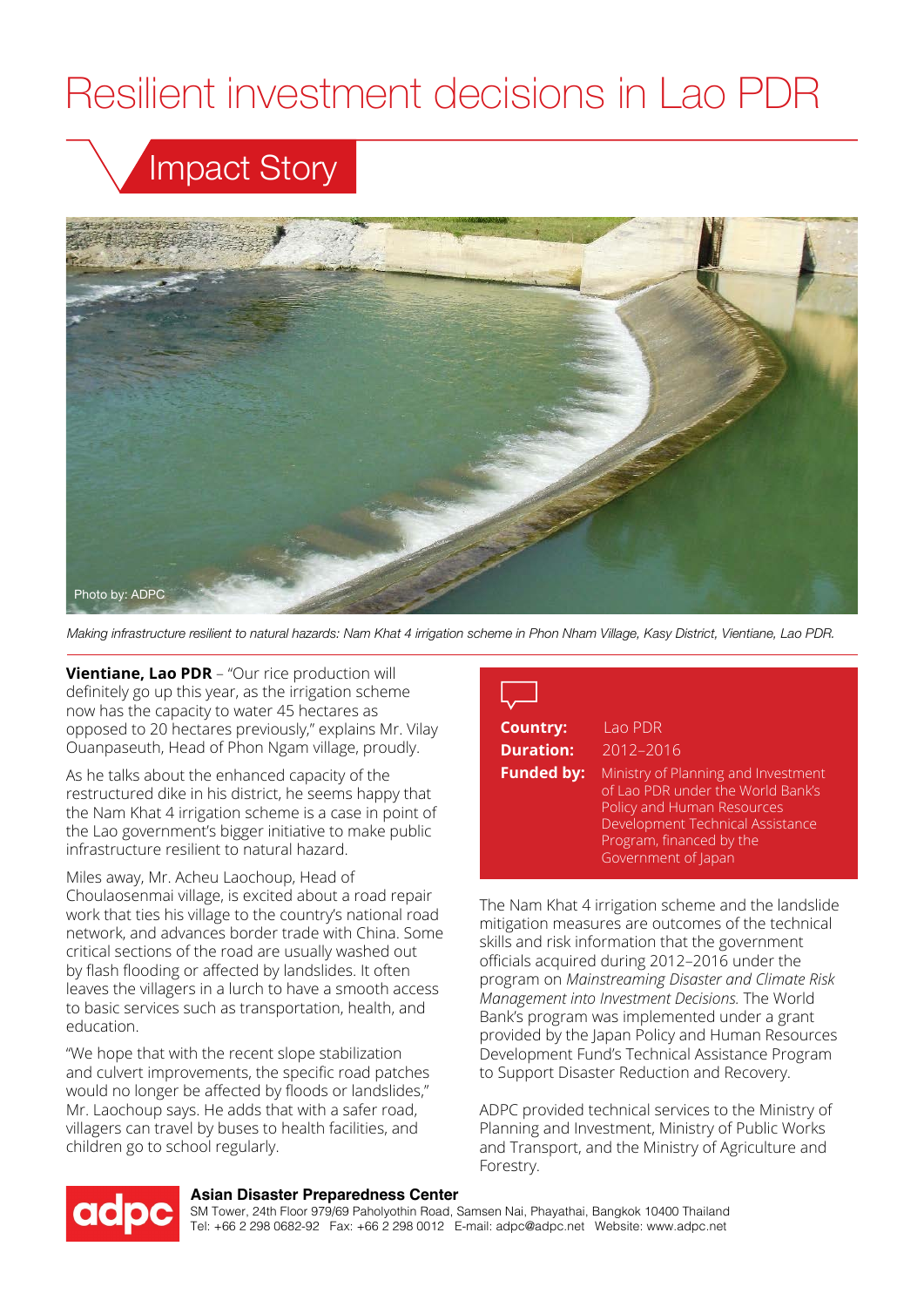# Resilient investment decisions in Lao PDR

## Impact Story

Photo by: ADPC

*Making infrastructure resilient to natural hazards: Nam Khat 4 irrigation scheme in Phon Nham Village, Kasy District, Vientiane, Lao PDR.*

**Vientiane, Lao PDR** – "Our rice production will definitely go up this year, as the irrigation scheme now has the capacity to water 45 hectares as opposed to 20 hectares previously," explains Mr. Vilay Ouanpaseuth, Head of Phon Ngam village, proudly.

As he talks about the enhanced capacity of the restructured dike in his district, he seems happy that the Nam Khat 4 irrigation scheme is a case in point of the Lao government's bigger initiative to make public infrastructure resilient to natural hazard.

Miles away, Mr. Acheu Laochoup, Head of Choulaosenmai village, is excited about a road repair work that ties his village to the country's national road network, and advances border trade with China. Some critical sections of the road are usually washed out by flash flooding or affected by landslides. It often leaves the villagers in a lurch to have a smooth access to basic services such as transportation, health, and education.

"We hope that with the recent slope stabilization and culvert improvements, the specific road patches would no longer be affected by floods or landslides," Mr. Laochoup says. He adds that with a safer road, villagers can travel by buses to health facilities, and children go to school regularly.

**Country:** Lao PDR
**Duration:** 2012–2016
**Funded by:** Ministry of Planning and Investment of Lao PDR under the World Bank's Policy and Human Resources Development Technical Assistance Program, financed by the Government of Japan

The Nam Khat 4 irrigation scheme and the landslide mitigation measures are outcomes of the technical skills and risk information that the government officials acquired during 2012–2016 under the program on *Mainstreaming Disaster and Climate Risk Management into Investment Decisions.* The World Bank's program was implemented under a grant provided by the Japan Policy and Human Resources Development Fund's Technical Assistance Program to Support Disaster Reduction and Recovery.

ADPC provided technical services to the Ministry of Planning and Investment, Ministry of Public Works and Transport, and the Ministry of Agriculture and Forestry.

**Asian Disaster Preparedness Center**
SM Tower, 24th Floor 979/69 Paholyothin Road, Samsen Nai, Phayathai, Bangkok 10400 Thailand
Tel: +66 2 298 0682-92 Fax: +66 2 298 0012 E-mail: adpc@adpc.net Website: www.adpc.net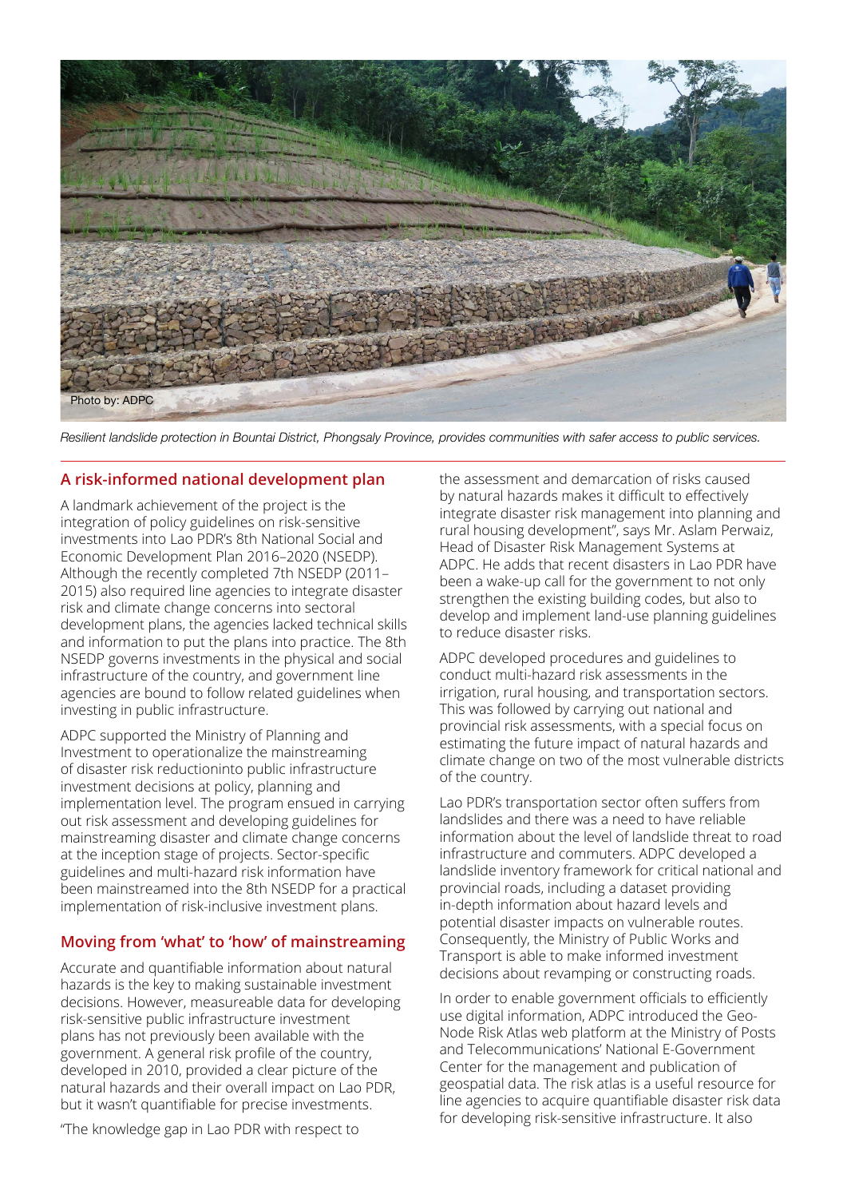Photo by: ADPC

*Resilient landslide protection in Bountai District, Phongsaly Province, provides communities with safer access to public services.*

## A risk-informed national development plan

A landmark achievement of the project is the integration of policy guidelines on risk-sensitive investments into Lao PDR's 8th National Social and Economic Development Plan 2016–2020 (NSEDP). Although the recently completed 7th NSEDP (2011–2015) also required line agencies to integrate disaster risk and climate change concerns into sectoral development plans, the agencies lacked technical skills and information to put the plans into practice. The 8th NSEDP governs investments in the physical and social infrastructure of the country, and government line agencies are bound to follow related guidelines when investing in public infrastructure.

ADPC supported the Ministry of Planning and Investment to operationalize the mainstreaming of disaster risk reductioninto public infrastructure investment decisions at policy, planning and implementation level. The program ensued in carrying out risk assessment and developing guidelines for mainstreaming disaster and climate change concerns at the inception stage of projects. Sector-specific guidelines and multi-hazard risk information have been mainstreamed into the 8th NSEDP for a practical implementation of risk-inclusive investment plans.

## Moving from 'what' to 'how' of mainstreaming

Accurate and quantifiable information about natural hazards is the key to making sustainable investment decisions. However, measureable data for developing risk-sensitive public infrastructure investment plans has not previously been available with the government. A general risk profile of the country, developed in 2010, provided a clear picture of the natural hazards and their overall impact on Lao PDR, but it wasn't quantifiable for precise investments.

"The knowledge gap in Lao PDR with respect to the assessment and demarcation of risks caused by natural hazards makes it difficult to effectively integrate disaster risk management into planning and rural housing development", says Mr. Aslam Perwaiz, Head of Disaster Risk Management Systems at ADPC. He adds that recent disasters in Lao PDR have been a wake-up call for the government to not only strengthen the existing building codes, but also to develop and implement land-use planning guidelines to reduce disaster risks.

ADPC developed procedures and guidelines to conduct multi-hazard risk assessments in the irrigation, rural housing, and transportation sectors. This was followed by carrying out national and provincial risk assessments, with a special focus on estimating the future impact of natural hazards and climate change on two of the most vulnerable districts of the country.

Lao PDR's transportation sector often suffers from landslides and there was a need to have reliable information about the level of landslide threat to road infrastructure and commuters. ADPC developed a landslide inventory framework for critical national and provincial roads, including a dataset providing in-depth information about hazard levels and potential disaster impacts on vulnerable routes. Consequently, the Ministry of Public Works and Transport is able to make informed investment decisions about revamping or constructing roads.

In order to enable government officials to efficiently use digital information, ADPC introduced the Geo-Node Risk Atlas web platform at the Ministry of Posts and Telecommunications' National E-Government Center for the management and publication of geospatial data. The risk atlas is a useful resource for line agencies to acquire quantifiable disaster risk data for developing risk-sensitive infrastructure. It also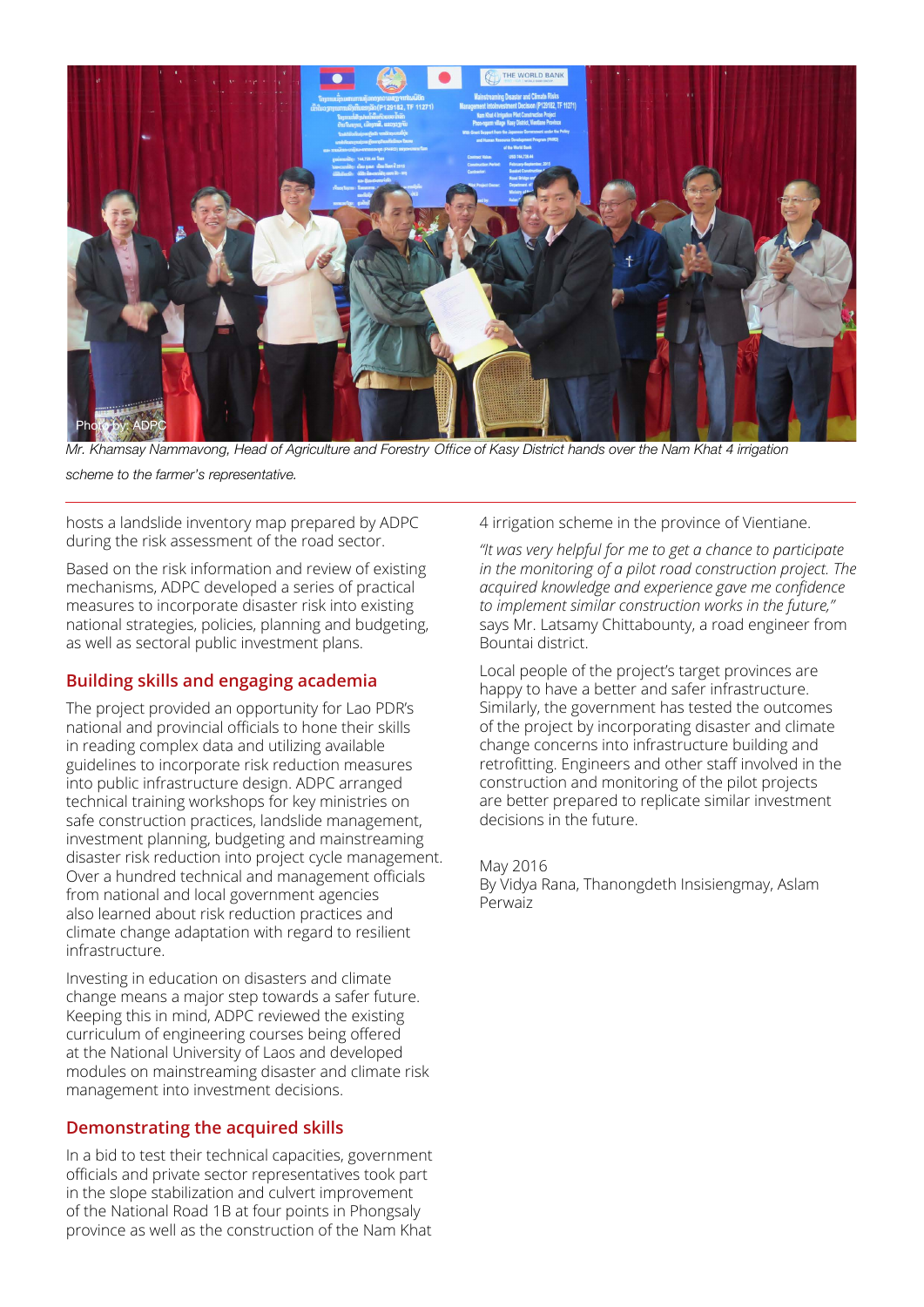Photo by: ADPC

*Mr. Khamsay Nammavong, Head of Agriculture and Forestry Office of Kasy District hands over the Nam Khat 4 irrigation scheme to the farmer's representative.*

hosts a landslide inventory map prepared by ADPC during the risk assessment of the road sector.

Based on the risk information and review of existing mechanisms, ADPC developed a series of practical measures to incorporate disaster risk into existing national strategies, policies, planning and budgeting, as well as sectoral public investment plans.

## Building skills and engaging academia

The project provided an opportunity for Lao PDR's national and provincial officials to hone their skills in reading complex data and utilizing available guidelines to incorporate risk reduction measures into public infrastructure design. ADPC arranged technical training workshops for key ministries on safe construction practices, landslide management, investment planning, budgeting and mainstreaming disaster risk reduction into project cycle management. Over a hundred technical and management officials from national and local government agencies also learned about risk reduction practices and climate change adaptation with regard to resilient infrastructure.

Investing in education on disasters and climate change means a major step towards a safer future. Keeping this in mind, ADPC reviewed the existing curriculum of engineering courses being offered at the National University of Laos and developed modules on mainstreaming disaster and climate risk management into investment decisions.

## Demonstrating the acquired skills

In a bid to test their technical capacities, government officials and private sector representatives took part in the slope stabilization and culvert improvement of the National Road 1B at four points in Phongsaly province as well as the construction of the Nam Khat 4 irrigation scheme in the province of Vientiane.

*"It was very helpful for me to get a chance to participate in the monitoring of a pilot road construction project. The acquired knowledge and experience gave me confidence to implement similar construction works in the future,"* says Mr. Latsamy Chittabounty, a road engineer from Bountai district.

Local people of the project's target provinces are happy to have a better and safer infrastructure. Similarly, the government has tested the outcomes of the project by incorporating disaster and climate change concerns into infrastructure building and retrofitting. Engineers and other staff involved in the construction and monitoring of the pilot projects are better prepared to replicate similar investment decisions in the future.

May 2016
By Vidya Rana, Thanongdeth Insisiengmay, Aslam Perwaiz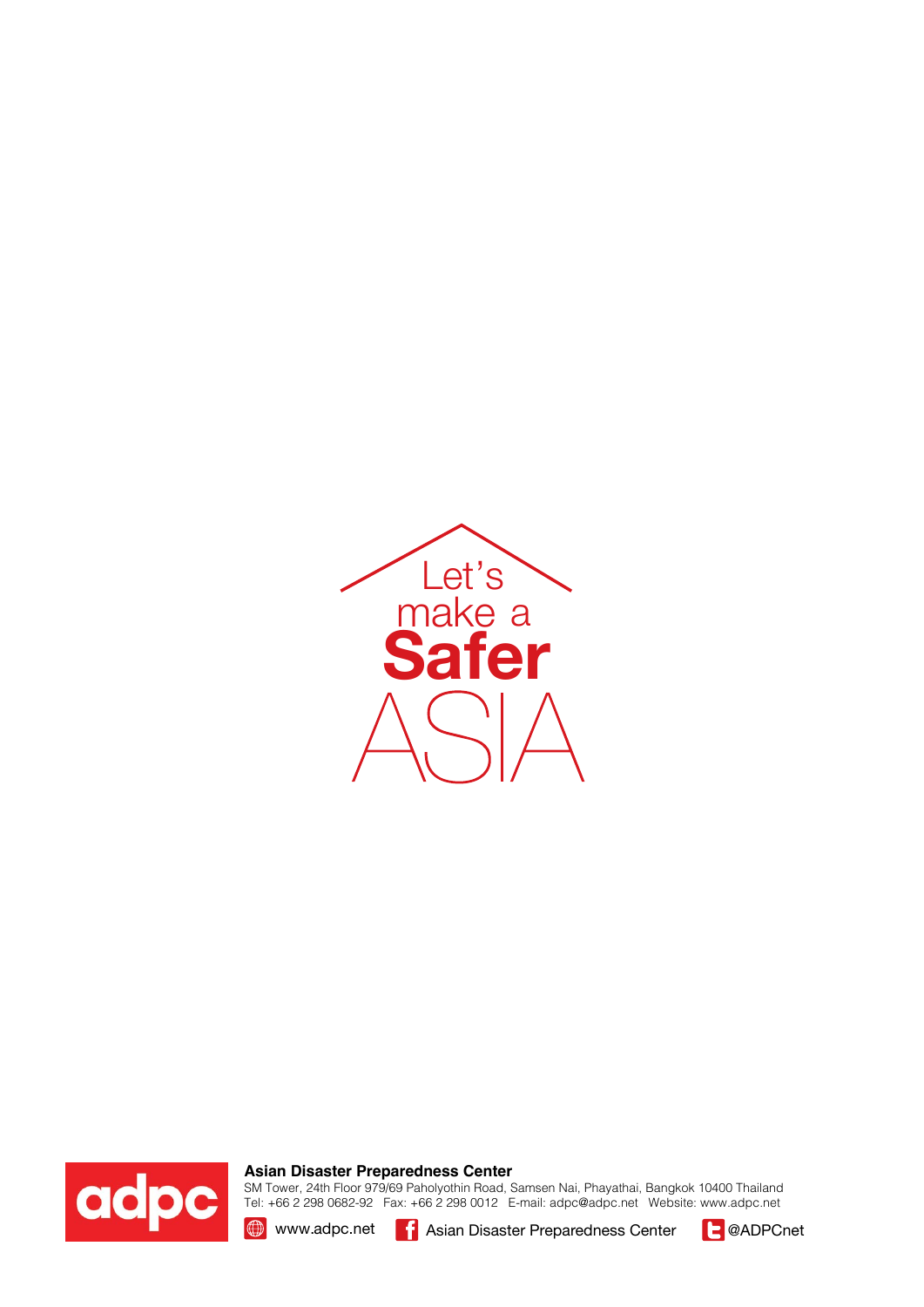Let's
make a
**Safer**
ASIA

adpc

**Asian Disaster Preparedness Center**
SM Tower, 24th Floor 979/69 Paholyothin Road, Samsen Nai, Phayathai, Bangkok 10400 Thailand
Tel: +66 2 298 0682-92 Fax: +66 2 298 0012 E-mail: adpc@adpc.net Website: www.adpc.net

www.adpc.net Asian Disaster Preparedness Center @ADPCnet